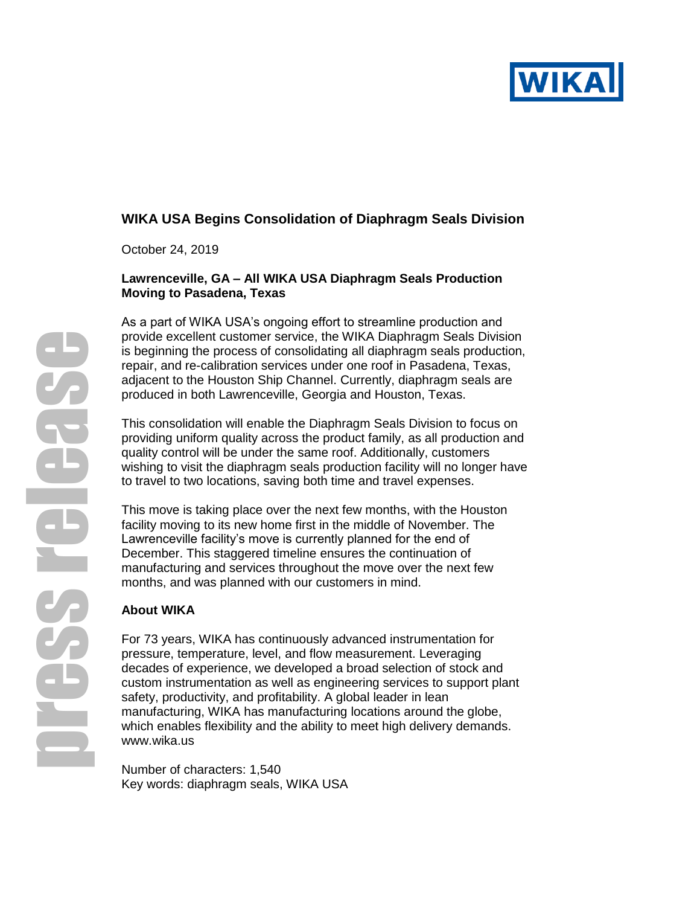# WIKA USA Begins Consolidation of Diaphragm Seals Division

October 24, 2019

**Lawrenceville, GA – All WIKA USA Diaphragm Seals Production Moving to Pasadena, Texas**

As a part of WIKA USA's ongoing effort to streamline production and provide excellent customer service, the WIKA Diaphragm Seals Division is beginning the process of consolidating all diaphragm seals production, repair, and re-calibration services under one roof in Pasadena, Texas, adjacent to the Houston Ship Channel. Currently, diaphragm seals are produced in both Lawrenceville, Georgia and Houston, Texas.

This consolidation will enable the Diaphragm Seals Division to focus on providing uniform quality across the product family, as all production and quality control will be under the same roof. Additionally, customers wishing to visit the diaphragm seals production facility will no longer have to travel to two locations, saving both time and travel expenses.

This move is taking place over the next few months, with the Houston facility moving to its new home first in the middle of November. The Lawrenceville facility's move is currently planned for the end of December. This staggered timeline ensures the continuation of manufacturing and services throughout the move over the next few months, and was planned with our customers in mind.

## About WIKA

For 73 years, WIKA has continuously advanced instrumentation for pressure, temperature, level, and flow measurement. Leveraging decades of experience, we developed a broad selection of stock and custom instrumentation as well as engineering services to support plant safety, productivity, and profitability. A global leader in lean manufacturing, WIKA has manufacturing locations around the globe, which enables flexibility and the ability to meet high delivery demands. www.wika.us

Number of characters: 1,540
Key words: diaphragm seals, WIKA USA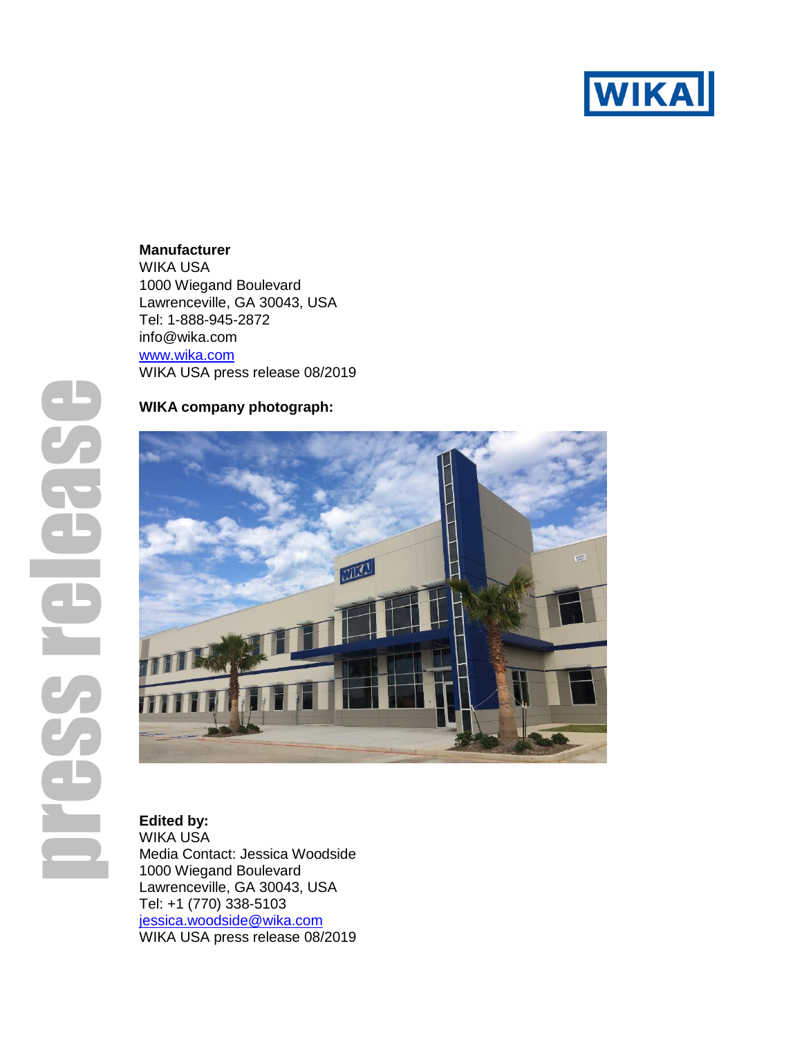**Manufacturer**
WIKA USA
1000 Wiegand Boulevard
Lawrenceville, GA 30043, USA
Tel: 1-888-945-2872
info@wika.com
www.wika.com
WIKA USA press release 08/2019

**WIKA company photograph:**

**Edited by:**
WIKA USA
Media Contact: Jessica Woodside
1000 Wiegand Boulevard
Lawrenceville, GA 30043, USA
Tel: +1 (770) 338-5103
jessica.woodside@wika.com
WIKA USA press release 08/2019